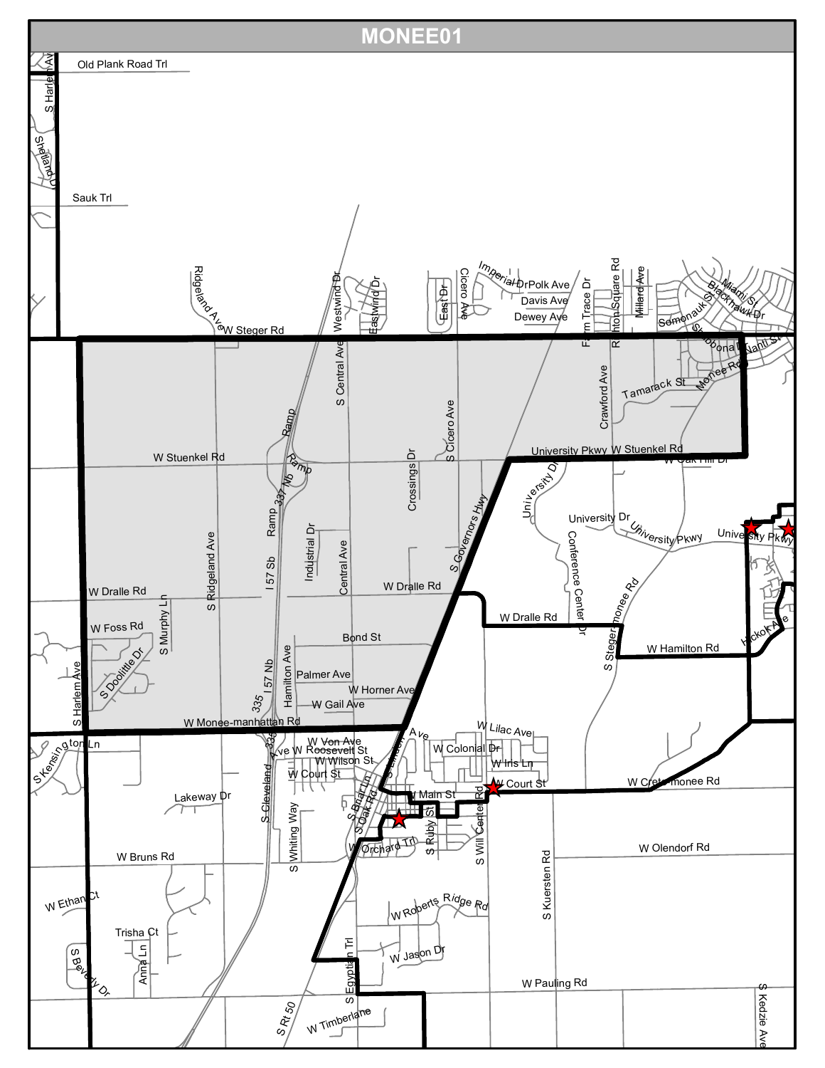# MONEE01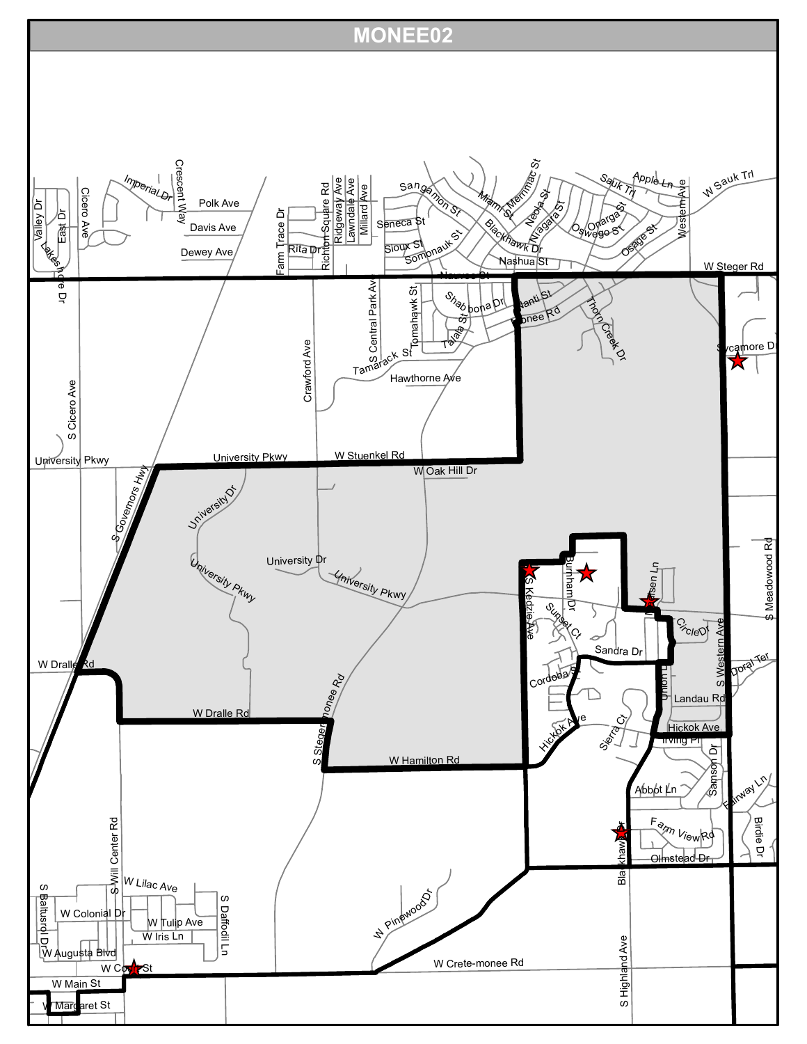# MONEE02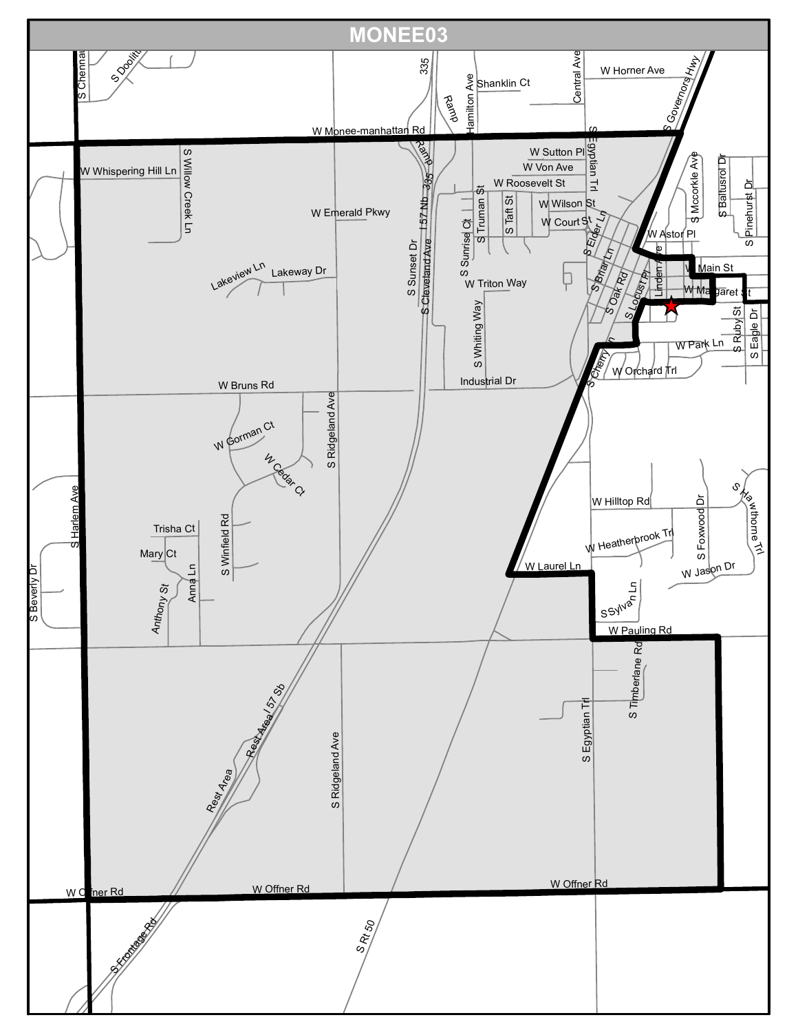# MONEE03

W Monee-manhattan Rd
W Horner Ave
Shanklin Ct
Central Ave
S Governors Hwy
S Chennault
S Doolittle
335
Ramp
Hamilton Ave
W Sutton Pl
W Von Ave
W Roosevelt St
S Egyptian Trl
W Whispering Hill Ln
S Willow Creek Ln
W Emerald Pkwy
57 Nb
S Sunset Dr
S Cleveland Ave
S Sunrise Ct
S Truman St
S Taft St
W Wilson St
W Court St
S Elder Ln
S Mccorkle Ave
S Baltusrol Dr
S Pinehurst Dr
W Astor Pl
W Main St
W Margaret St
Lakeview Ln
Lakeway Dr
W Triton Way
S Briar Ln
S Oak Rd
S Locust Pl
Linden Ave
S Ruby St
S Eagle Dr
S Whiting Way
S Cherry Ln
W Park Ln
W Orchard Trl
W Bruns Rd
Industrial Dr
W Gorman Ct
W Cedar Ct
S Ridgeland Ave
W Hilltop Rd
S Hawthorne Trl
W Heatherbrook Trl
S Foxwood Dr
S Harlem Ave
Trisha Ct
Mary Ct
S Winfield Rd
Anna Ln
Anthony St
S Beverly Dr
W Laurel Ln
W Jason Dr
S Sylvan Ln
W Pauling Rd
S Timberlane Rd
Rest Area
Rest Area / 57 Sb
W Offner Rd
S Frontage Rd
S Rt 50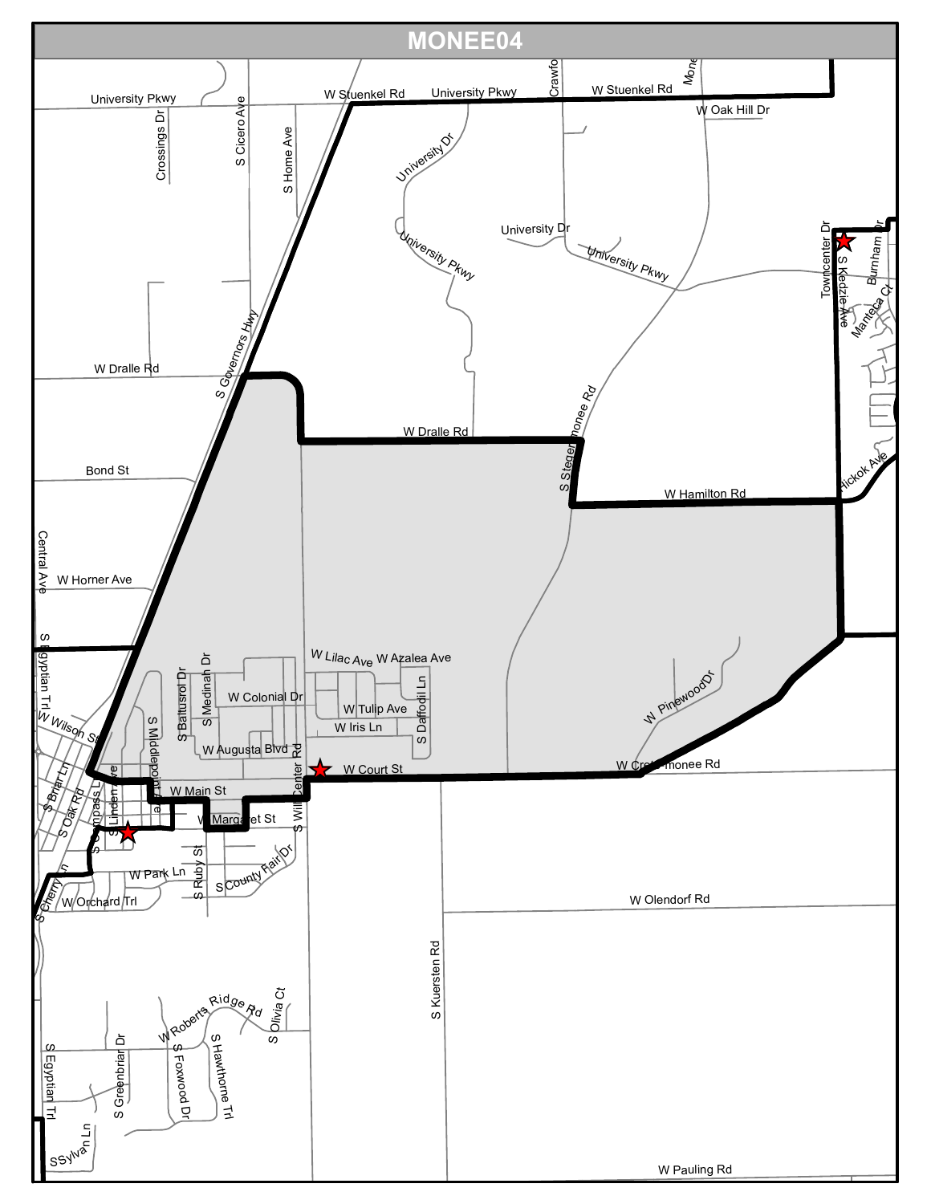# MONEE04

University Pkwy
W Stuenkel Rd
University Pkwy
Crawfo
W Stuenkel Rd
Mone
W Oak Hill Dr
Crossings Dr
S Cicero Ave
S Home Ave
University Dr
University Dr
University Pkwy
University Pkwy
Towncenter Dr
S Kedzie Ave
Burnham Dr
Manteca Ct
W Dralle Rd
S Governors Hwy
W Dralle Rd
S Steger Monee Rd
Bond St
W Hamilton Rd
Hickok Ave
Central Ave
W Horner Ave
S Egyptian Trl
W Lilac Ave
W Azalea Ave
S Baltusrol Dr
S Medinah Dr
W Colonial Dr
S Daffodil Ln
W Tulip Ave
W Wilson St
S Middlepoint Ave
W Iris Ln
W Pinewood Dr
W Augusta Blvd
S Will Center Rd
W Court St
W Crete Monee Rd
S Briar Ln
S Linden Ave
W Main St
S Oak Rd
S Compass Ln
W Margaret St
S Ruby St
W Park Ln
S Cherry Ln
S County Fair Dr
W Orchard Trl
W Olendorf Rd
S Kuersten Rd
W Roberts Ridge Rd
S Olivia Ct
S Egyptian Trl
S Greenbriar Dr
S Foxwood Dr
S Hawthorne Trl
S Sylvan Ln
W Pauling Rd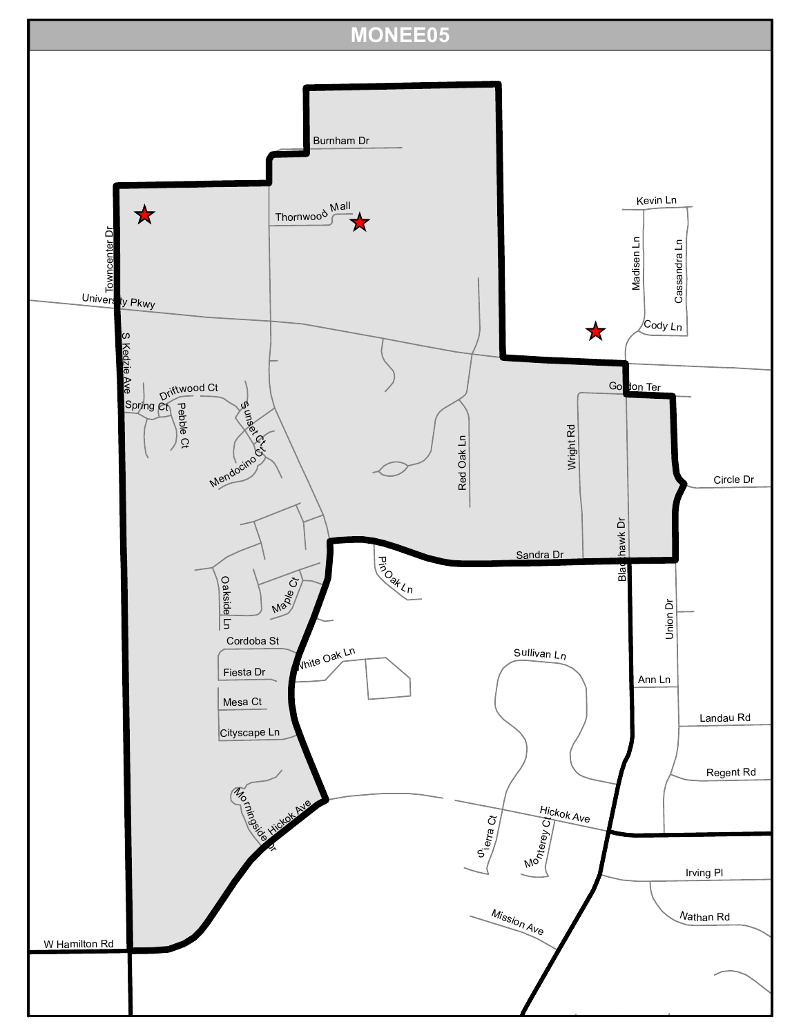# MONEE05

Burnham Dr

Thornwood Mall

Towncenter Dr

University Pkwy

Kevin Ln

Madisen Ln

Cassandra Ln

Cody Ln

S Kedzie Ave

Driftwood Ct

Spring Ct

Pebble Ct

Sunset Ct

Mendocino Ct

Gordon Ter

Red Oak Ln

Wright Rd

Circle Dr

Sandra Dr

Blackhawk Dr

Pin Oak Ln

Oakside Ln

Maple Ct

Union Dr

Cordoba St

White Oak Ln

Sullivan Ln

Fiesta Dr

Ann Ln

Mesa Ct

Landau Rd

Cityscape Ln

Regent Rd

Morningside Dr

Hickok Ave

Hickok Ave

Sierra Ct

Monterey Ct

Irving Pl

Nathan Rd

Mission Ave

W Hamilton Rd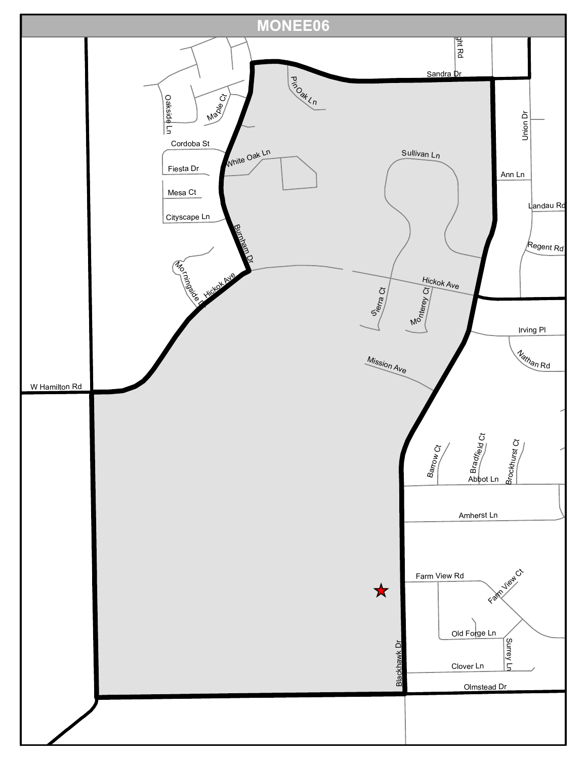# MONEE06

Sandra Dr

Pin Oak Ln

Oakside Ln

Maple Ct

Cordoba St

White Oak Ln

Fiesta Dr

Mesa Ct

Cityscape Ln

Sullivan Ln

Union Dr

Ann Ln

Landau Rd

Regent Rd

Burnham Dr

Morningside Dr

Hickok Ave

Sierra Ct

Monterey Ct

Irving Pl

Nathan Rd

Mission Ave

W Hamilton Rd

Barrow Ct

Bradfield Ct

Brockhurst Ct

Abbot Ln

Amherst Ln

Farm View Rd

Farm View Ct

Old Forge Ln

Surrey Ln

Clover Ln

Blackhawk Dr

Olmstead Dr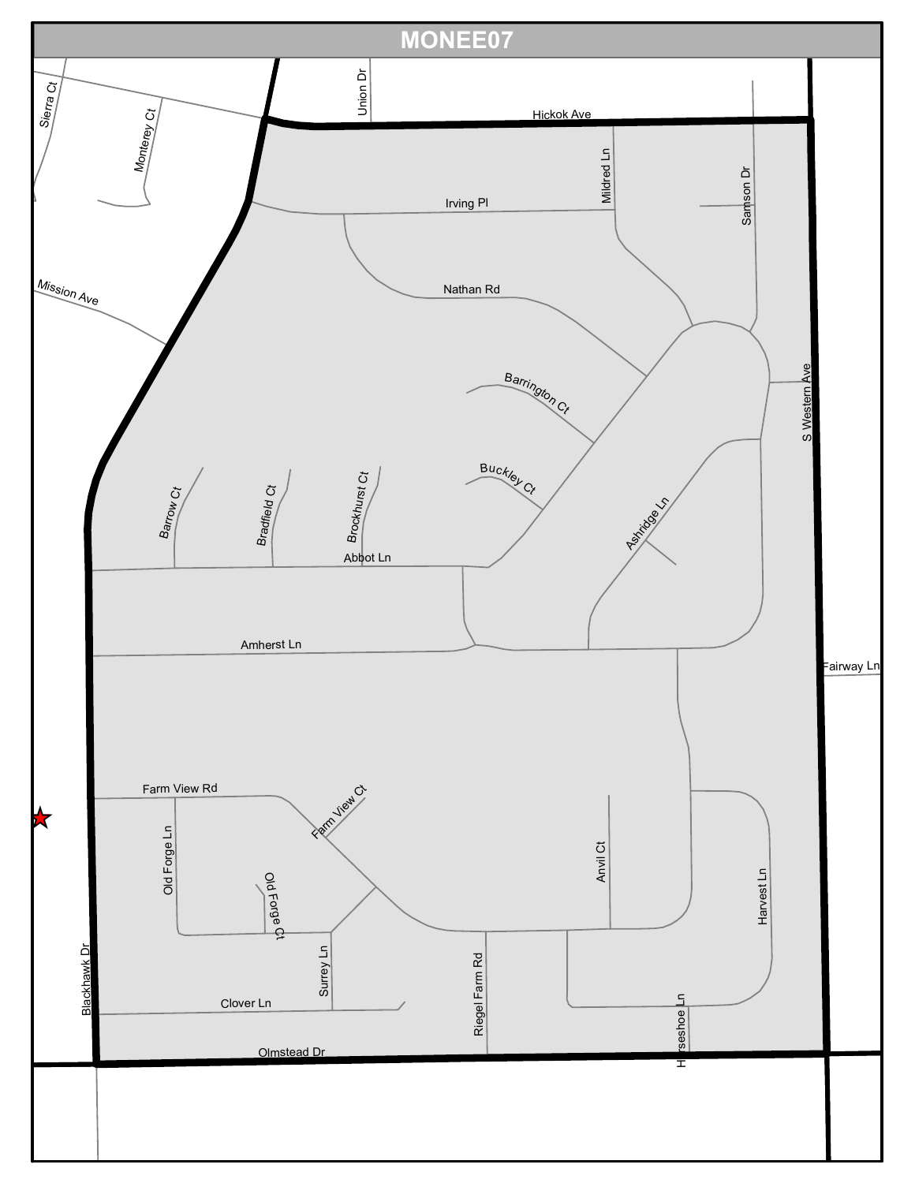# MONEE07

Union Dr
Hickok Ave
Sierra Ct
Monterey Ct
Mildred Ln
Samson Dr
Irving Pl
Mission Ave
Nathan Rd
Barrington Ct
S Western Ave
Buckley Ct
Barrow Ct
Bradfield Ct
Brockhurst Ct
Ashridge Ln
Abbot Ln
Amherst Ln
Fairway Ln
Farm View Rd
Farm View Ct
Old Forge Ln
Old Forge Ct
Anvil Ct
Harvest Ln
Blackhawk Dr
Surrey Ln
Riegel Farm Rd
Clover Ln
Horseshoe Ln
Olmstead Dr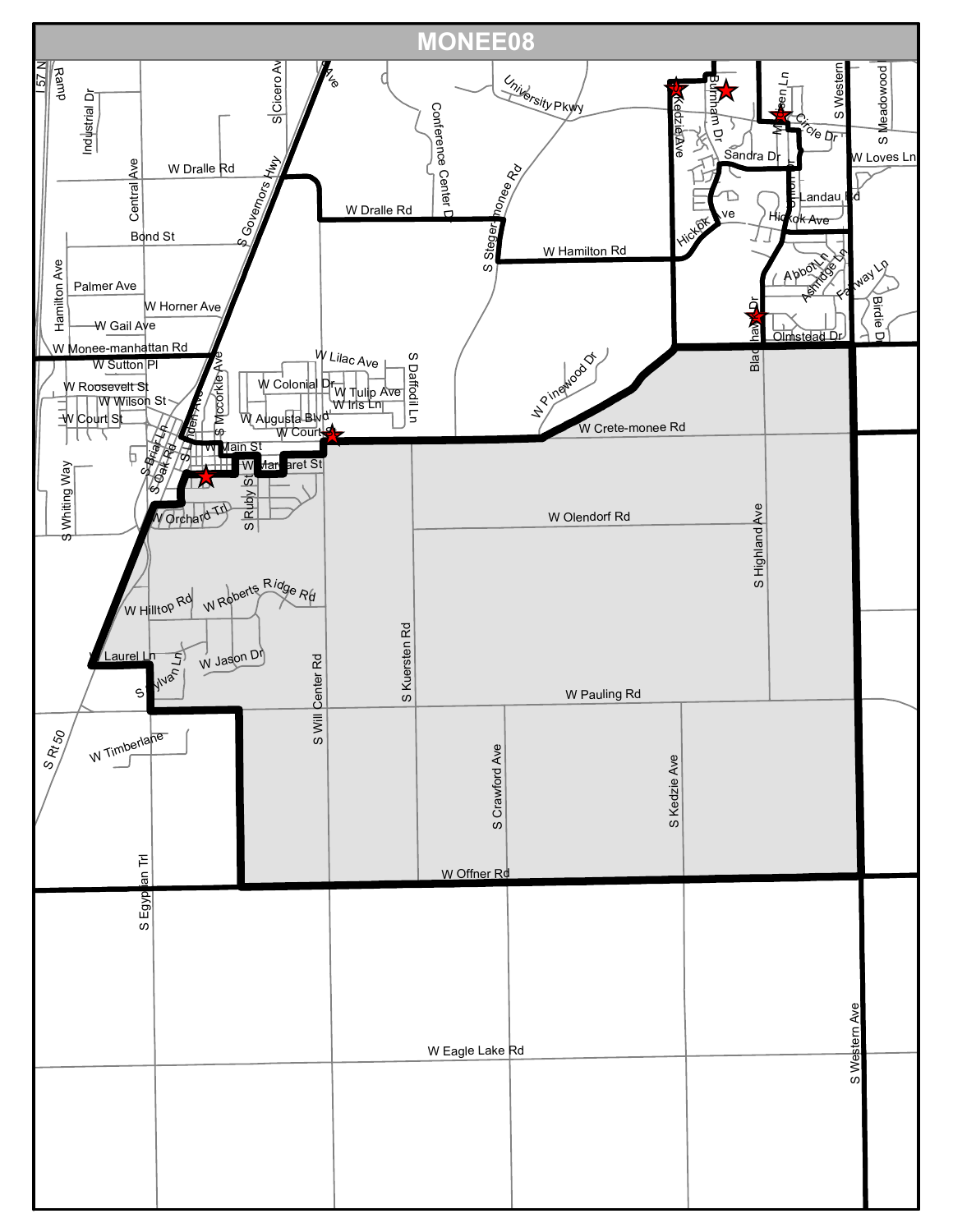# MONEE08

I 57 N Ramp

Industrial Dr

S Cicero Ave

Ave

University Pkwy

Conference Center Dr

S Kedzie Ave

Burnham Dr

S Western

S Meadowood

Circle Dr

W Loves Ln

Sandra Dr

Landau Rd

Hickok Ave

Hickok Ave

W Dralle Rd

Central Ave

S Governors Hwy

W Dralle Rd

S Stegermonee Rd

W Hamilton Rd

Bond St

Hamilton Ave

Palmer Ave

W Horner Ave

W Gail Ave

W Monee-manhattan Rd

W Sutton Pl

W Roosevelt St

W Wilson St

W Court St

S Linden Ave

S Mccorkle Ave

W Lilac Ave

W Colonial Dr

W Tulip Ave

W Iris Ln

S Daffodil Ln

W Augusta Blvd

W Court St

W Pinewood Dr

W Crete-monee Rd

W Main St

W Margaret St

S Brier Ln

S Oak Rd

S Whiting Way

W Orchard Trl

S Ruby St

Abbott Ln

Ashridge Ln

Fairway Ln

Birdie Dr

Blackhawk Dr

Olmstead Dr

W Olendorf Rd

S Highland Ave

W Hilltop Rd

W Roberts Ridge Rd

W Laurel Ln

S Sylvan Ln

W Jason Dr

S Will Center Rd

S Kuersten Rd

W Pauling Rd

S Rt 50

W Timberlane

S Crawford Ave

S Kedzie Ave

W Offner Rd

S Egyptian Trl

W Eagle Lake Rd

S Western Ave